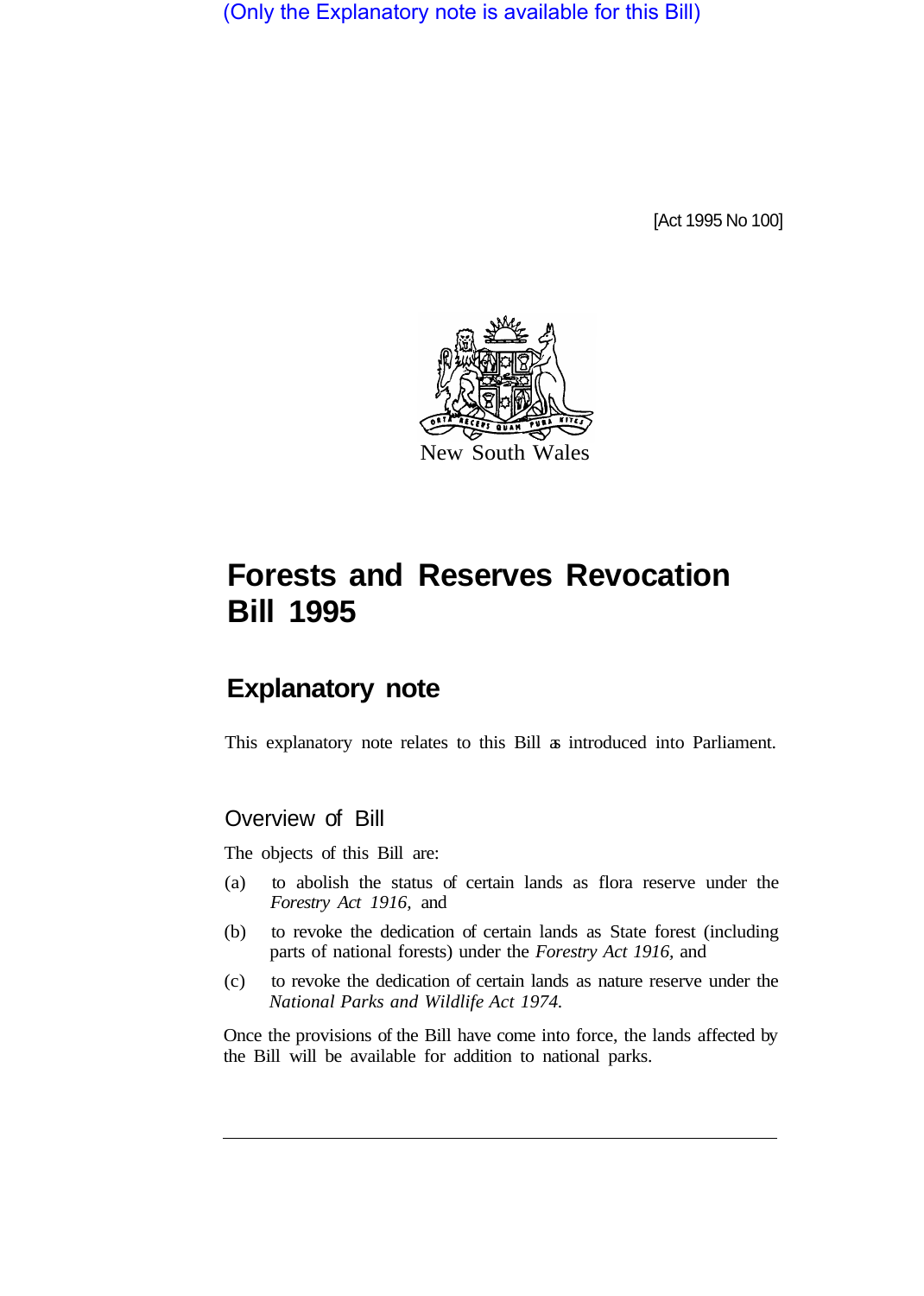(Only the Explanatory note is available for this Bill)

[Act 1995 No 100]

New South Wales

# Forests and Reserves Revocation Bill 1995

## Explanatory note

This explanatory note relates to this Bill as introduced into Parliament.

### Overview of Bill

The objects of this Bill are:

(a) to abolish the status of certain lands as flora reserve under the *Forestry Act 1916*, and

(b) to revoke the dedication of certain lands as State forest (including parts of national forests) under the *Forestry Act 1916*, and

(c) to revoke the dedication of certain lands as nature reserve under the *National Parks and Wildlife Act 1974*.

Once the provisions of the Bill have come into force, the lands affected by the Bill will be available for addition to national parks.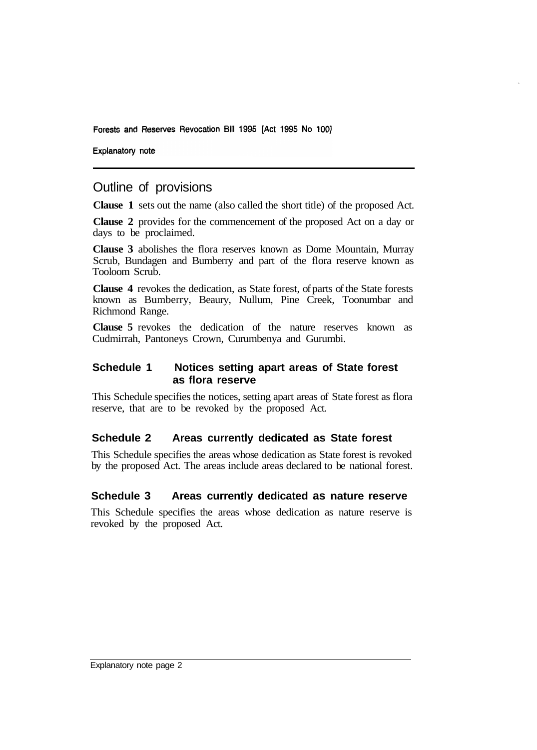## Outline of provisions

**Clause 1** sets out the name (also called the short title) of the proposed Act.

**Clause 2** provides for the commencement of the proposed Act on a day or days to be proclaimed.

**Clause 3** abolishes the flora reserves known as Dome Mountain, Murray Scrub, Bundagen and Bumberry and part of the flora reserve known as Tooloom Scrub.

**Clause 4** revokes the dedication, as State forest, of parts of the State forests known as Bumberry, Beaury, Nullum, Pine Creek, Toonumbar and Richmond Range.

**Clause 5** revokes the dedication of the nature reserves known as Cudmirrah, Pantoneys Crown, Curumbenya and Gurumbi.

### Schedule 1 Notices setting apart areas of State forest as flora reserve

This Schedule specifies the notices, setting apart areas of State forest as flora reserve, that are to be revoked by the proposed Act.

### Schedule 2 Areas currently dedicated as State forest

This Schedule specifies the areas whose dedication as State forest is revoked by the proposed Act. The areas include areas declared to be national forest.

### Schedule 3 Areas currently dedicated as nature reserve

This Schedule specifies the areas whose dedication as nature reserve is revoked by the proposed Act.